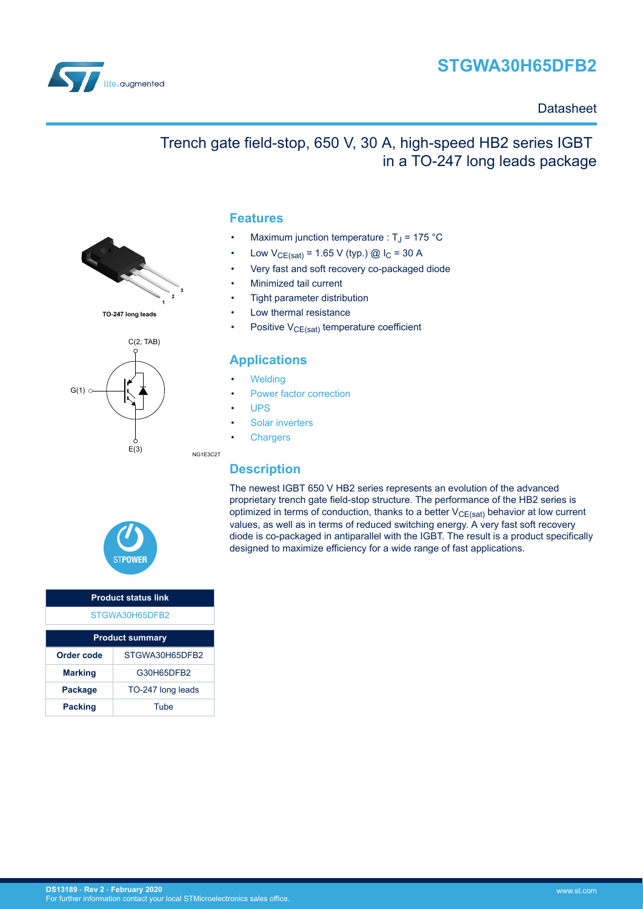# STGWA30H65DFB2

Datasheet

## Trench gate field-stop, 650 V, 30 A, high-speed HB2 series IGBT in a TO-247 long leads package

TO-247 long leads

C(2, TAB)

G(1)

E(3)

NG1E3C2T

## Features

- Maximum junction temperature : $T_J$ = 175 °C
- Low $V_{CE(sat)}$ = 1.65 V (typ.) @ $I_C$ = 30 A
- Very fast and soft recovery co-packaged diode
- Minimized tail current
- Tight parameter distribution
- Low thermal resistance
- Positive $V_{CE(sat)}$ temperature coefficient

## Applications

- Welding
- Power factor correction
- UPS
- Solar inverters
- Chargers

## Description

The newest IGBT 650 V HB2 series represents an evolution of the advanced proprietary trench gate field-stop structure. The performance of the HB2 series is optimized in terms of conduction, thanks to a better $V_{CE(sat)}$ behavior at low current values, as well as in terms of reduced switching energy. A very fast soft recovery diode is co-packaged in antiparallel with the IGBT. The result is a product specifically designed to maximize efficiency for a wide range of fast applications.

| Product status link |
| --- |
| STGWA30H65DFB2 |

| Product summary | |
| --- | --- |
| **Order code** | STGWA30H65DFB2 |
| **Marking** | G30H65DFB2 |
| **Package** | TO-247 long leads |
| **Packing** | Tube |

DS13189 - Rev 2 - February 2020
For further information contact your local STMicroelectronics sales office.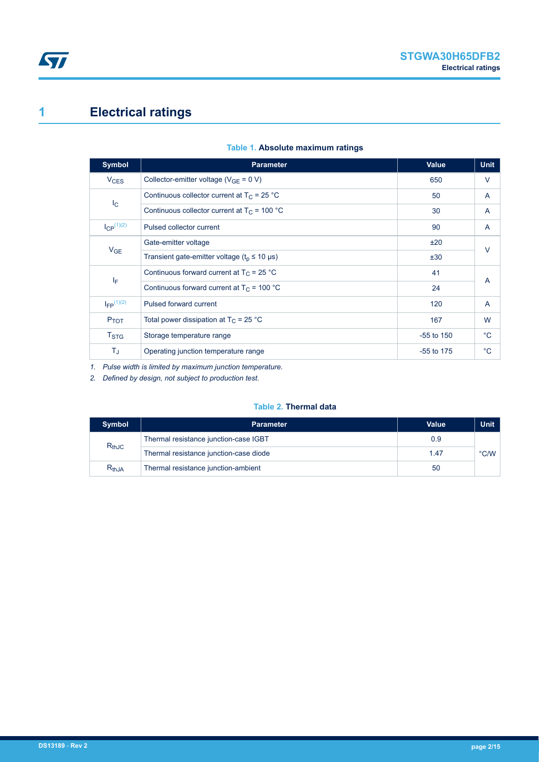# 1 Electrical ratings

**Table 1. Absolute maximum ratings**

| Symbol | Parameter | Value | Unit |
|---|---|---|---|
| $V_{CES}$ | Collector-emitter voltage ($V_{GE}$ = 0 V) | 650 | V |
| $I_C$ | Continuous collector current at $T_C$ = 25 °C | 50 | A |
| | Continuous collector current at $T_C$ = 100 °C | 30 | A |
| $I_{CP}$ [(1)(2)] | Pulsed collector current | 90 | A |
| $V_{GE}$ | Gate-emitter voltage | ±20 | V |
| | Transient gate-emitter voltage ($t_p$ ≤ 10 µs) | ±30 | |
| $I_F$ | Continuous forward current at $T_C$ = 25 °C | 41 | A |
| | Continuous forward current at $T_C$ = 100 °C | 24 | |
| $I_{FP}$ [(1)(2)] | Pulsed forward current | 120 | A |
| $P_{TOT}$ | Total power dissipation at $T_C$ = 25 °C | 167 | W |
| $T_{STG}$ | Storage temperature range | -55 to 150 | °C |
| $T_J$ | Operating junction temperature range | -55 to 175 | °C |

*1. Pulse width is limited by maximum junction temperature.*

*2. Defined by design, not subject to production test.*

**Table 2. Thermal data**

| Symbol | Parameter | Value | Unit |
|---|---|---|---|
| $R_{thJC}$ | Thermal resistance junction-case IGBT | 0.9 | °C/W |
| | Thermal resistance junction-case diode | 1.47 | |
| $R_{thJA}$ | Thermal resistance junction-ambient | 50 | |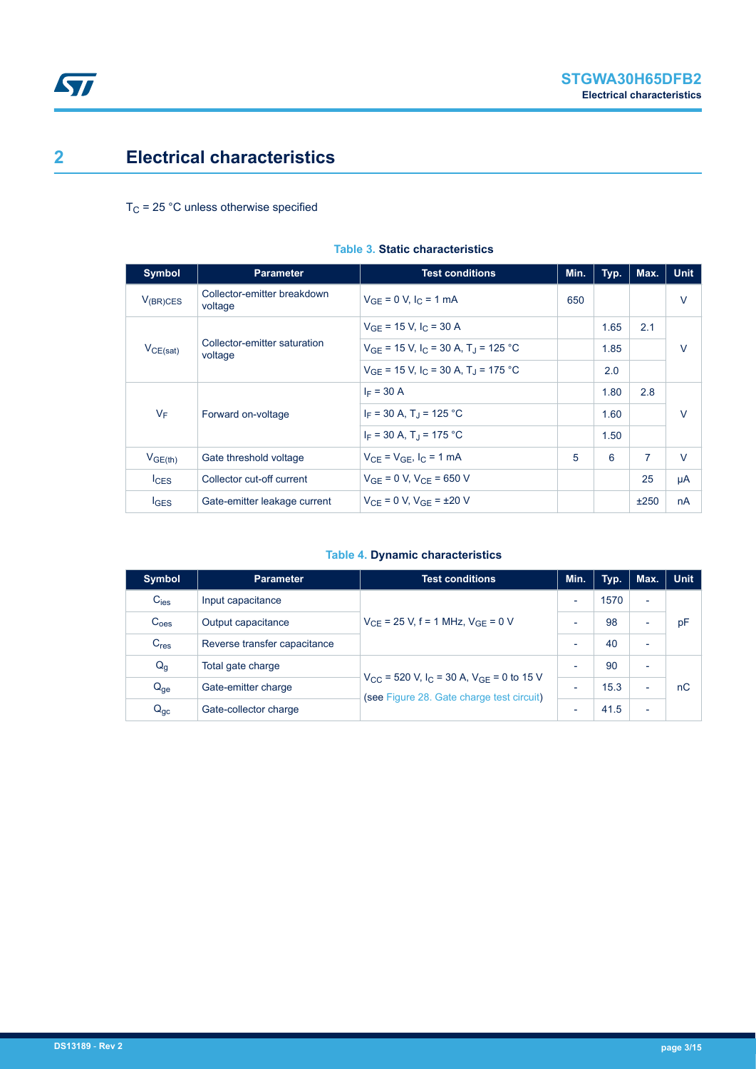## 2 Electrical characteristics

$T_C$ = 25 °C unless otherwise specified

**Table 3. Static characteristics**

| Symbol | Parameter | Test conditions | Min. | Typ. | Max. | Unit |
|---|---|---|---|---|---|---|
| $V_{(BR)CES}$ | Collector-emitter breakdown voltage | $V_{GE}$ = 0 V, $I_C$ = 1 mA | 650 | | | V |
| $V_{CE(sat)}$ | Collector-emitter saturation voltage | $V_{GE}$ = 15 V, $I_C$ = 30 A | | 1.65 | 2.1 | V |
| | | $V_{GE}$ = 15 V, $I_C$ = 30 A, $T_J$ = 125 °C | | 1.85 | | |
| | | $V_{GE}$ = 15 V, $I_C$ = 30 A, $T_J$ = 175 °C | | 2.0 | | |
| $V_F$ | Forward on-voltage | $I_F$ = 30 A | | 1.80 | 2.8 | V |
| | | $I_F$ = 30 A, $T_J$ = 125 °C | | 1.60 | | |
| | | $I_F$ = 30 A, $T_J$ = 175 °C | | 1.50 | | |
| $V_{GE(th)}$ | Gate threshold voltage | $V_{CE}$ = $V_{GE}$, $I_C$ = 1 mA | 5 | 6 | 7 | V |
| $I_{CES}$ | Collector cut-off current | $V_{GE}$ = 0 V, $V_{CE}$ = 650 V | | | 25 | µA |
| $I_{GES}$ | Gate-emitter leakage current | $V_{CE}$ = 0 V, $V_{GE}$ = ±20 V | | | ±250 | nA |

**Table 4. Dynamic characteristics**

| Symbol | Parameter | Test conditions | Min. | Typ. | Max. | Unit |
|---|---|---|---|---|---|---|
| $C_{ies}$ | Input capacitance | $V_{CE}$ = 25 V, f = 1 MHz, $V_{GE}$ = 0 V | - | 1570 | - | pF |
| $C_{oes}$ | Output capacitance | | - | 98 | - | |
| $C_{res}$ | Reverse transfer capacitance | | - | 40 | - | |
| $Q_g$ | Total gate charge | $V_{CC}$ = 520 V, $I_C$ = 30 A, $V_{GE}$ = 0 to 15 V (see Figure 28. Gate charge test circuit) | - | 90 | - | nC |
| $Q_{ge}$ | Gate-emitter charge | | - | 15.3 | - | |
| $Q_{gc}$ | Gate-collector charge | | - | 41.5 | - | |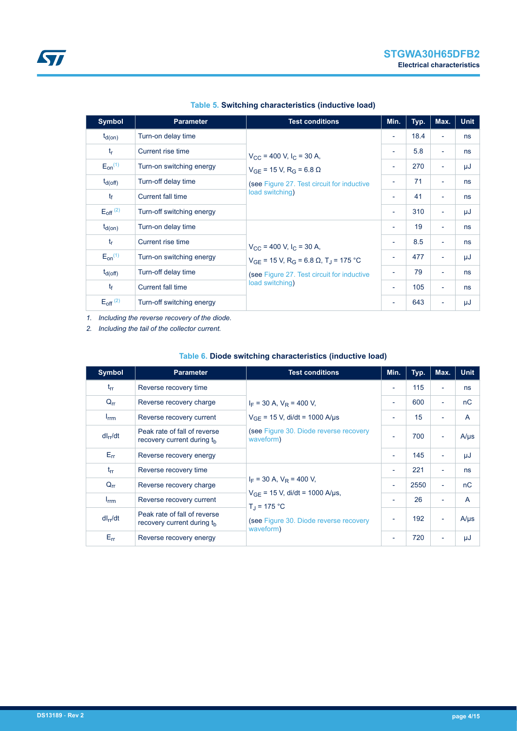**Table 5. Switching characteristics (inductive load)**

| Symbol | Parameter | Test conditions | Min. | Typ. | Max. | Unit |
|---|---|---|---|---|---|---|
| $t_{d(on)}$ | Turn-on delay time | $V_{CC}$ = 400 V, $I_C$ = 30 A, $V_{GE}$ = 15 V, $R_G$ = 6.8 Ω (see Figure 27. Test circuit for inductive load switching) | - | 18.4 | - | ns |
| $t_r$ | Current rise time | | - | 5.8 | - | ns |
| $E_{on}$ (1) | Turn-on switching energy | | - | 270 | - | µJ |
| $t_{d(off)}$ | Turn-off delay time | | - | 71 | - | ns |
| $t_f$ | Current fall time | | - | 41 | - | ns |
| $E_{off}$ (2) | Turn-off switching energy | | - | 310 | - | µJ |
| $t_{d(on)}$ | Turn-on delay time | $V_{CC}$ = 400 V, $I_C$ = 30 A, $V_{GE}$ = 15 V, $R_G$ = 6.8 Ω, $T_J$ = 175 °C (see Figure 27. Test circuit for inductive load switching) | - | 19 | - | ns |
| $t_r$ | Current rise time | | - | 8.5 | - | ns |
| $E_{on}$ (1) | Turn-on switching energy | | - | 477 | - | µJ |
| $t_{d(off)}$ | Turn-off delay time | | - | 79 | - | ns |
| $t_f$ | Current fall time | | - | 105 | - | ns |
| $E_{off}$ (2) | Turn-off switching energy | | - | 643 | - | µJ |

1. *Including the reverse recovery of the diode.*
2. *Including the tail of the collector current.*

**Table 6. Diode switching characteristics (inductive load)**

| Symbol | Parameter | Test conditions | Min. | Typ. | Max. | Unit |
|---|---|---|---|---|---|---|
| $t_{rr}$ | Reverse recovery time | $I_F$ = 30 A, $V_R$ = 400 V, $V_{GE}$ = 15 V, di/dt = 1000 A/µs (see Figure 30. Diode reverse recovery waveform) | - | 115 | - | ns |
| $Q_{rr}$ | Reverse recovery charge | | - | 600 | - | nC |
| $I_{rrm}$ | Reverse recovery current | | - | 15 | - | A |
| $dI_{rr}/dt$ | Peak rate of fall of reverse recovery current during $t_b$ | | - | 700 | - | A/µs |
| $E_{rr}$ | Reverse recovery energy | | - | 145 | - | µJ |
| $t_{rr}$ | Reverse recovery time | $I_F$ = 30 A, $V_R$ = 400 V, $V_{GE}$ = 15 V, di/dt = 1000 A/µs, $T_J$ = 175 °C (see Figure 30. Diode reverse recovery waveform) | - | 221 | - | ns |
| $Q_{rr}$ | Reverse recovery charge | | - | 2550 | - | nC |
| $I_{rrm}$ | Reverse recovery current | | - | 26 | - | A |
| $dI_{rr}/dt$ | Peak rate of fall of reverse recovery current during $t_b$ | | - | 192 | - | A/µs |
| $E_{rr}$ | Reverse recovery energy | | - | 720 | - | µJ |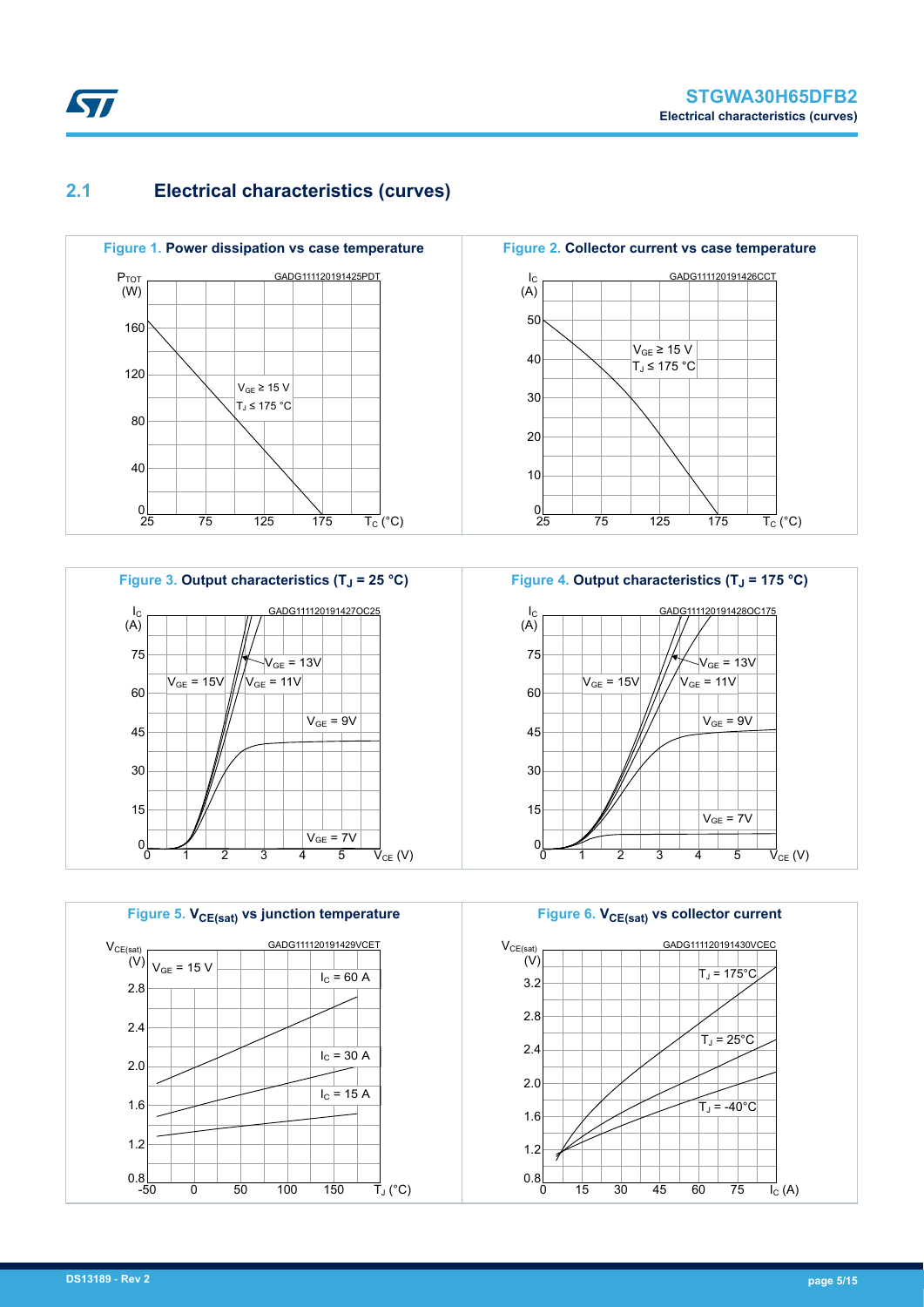## 2.1 Electrical characteristics (curves)

**Figure 1. Power dissipation vs case temperature**

GADG111120191425PDT

$P_{TOT}$ (W); $T_C$ (°C); $V_{GE} \geq 15$ V, $T_J \leq 175$ °C

**Figure 2. Collector current vs case temperature**

GADG111120191426CCT

$I_C$ (A); $T_C$ (°C); $V_{GE} \geq 15$ V, $T_J \leq 175$ °C

**Figure 3. Output characteristics ($T_J$ = 25 °C)**

GADG111120191427OC25

$I_C$ (A); $V_{CE}$ (V); $V_{GE}$ = 15V, $V_{GE}$ = 13V, $V_{GE}$ = 11V, $V_{GE}$ = 9V, $V_{GE}$ = 7V

**Figure 4. Output characteristics ($T_J$ = 175 °C)**

GADG111120191428OC175

$I_C$ (A); $V_{CE}$ (V); $V_{GE}$ = 15V, $V_{GE}$ = 13V, $V_{GE}$ = 11V, $V_{GE}$ = 9V, $V_{GE}$ = 7V

**Figure 5. $V_{CE(sat)}$ vs junction temperature**

GADG111120191429VCET

$V_{CE(sat)}$ (V); $T_J$ (°C); $V_{GE}$ = 15 V; $I_C$ = 60 A, $I_C$ = 30 A, $I_C$ = 15 A

**Figure 6. $V_{CE(sat)}$ vs collector current**

GADG111120191430VCEC

$V_{CE(sat)}$ (V); $I_C$ (A); $T_J$ = 175°C, $T_J$ = 25°C, $T_J$ = -40°C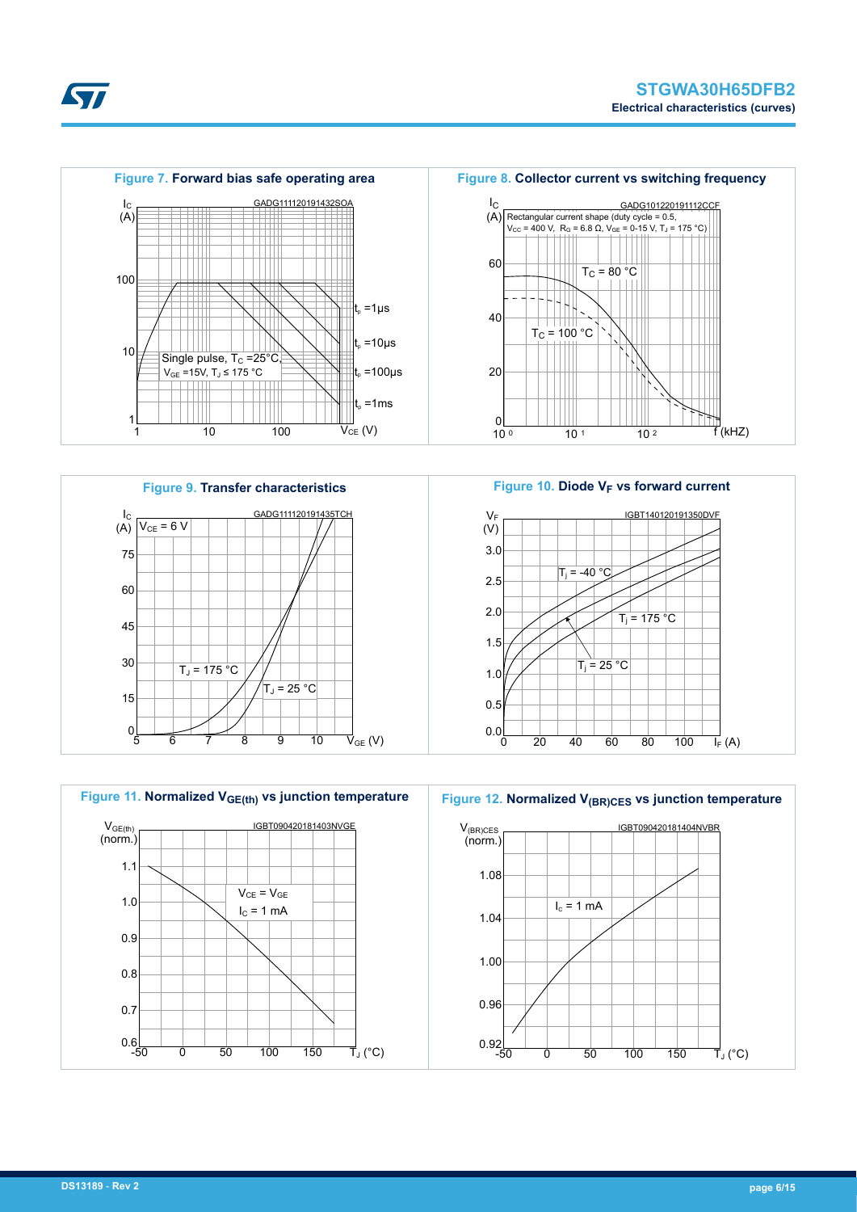Figure 7. Forward bias safe operating area

Figure 8. Collector current vs switching frequency

Figure 9. Transfer characteristics

Figure 10. Diode $V_F$ vs forward current

Figure 11. Normalized $V_{GE(th)}$ vs junction temperature

Figure 12. Normalized $V_{(BR)CES}$ vs junction temperature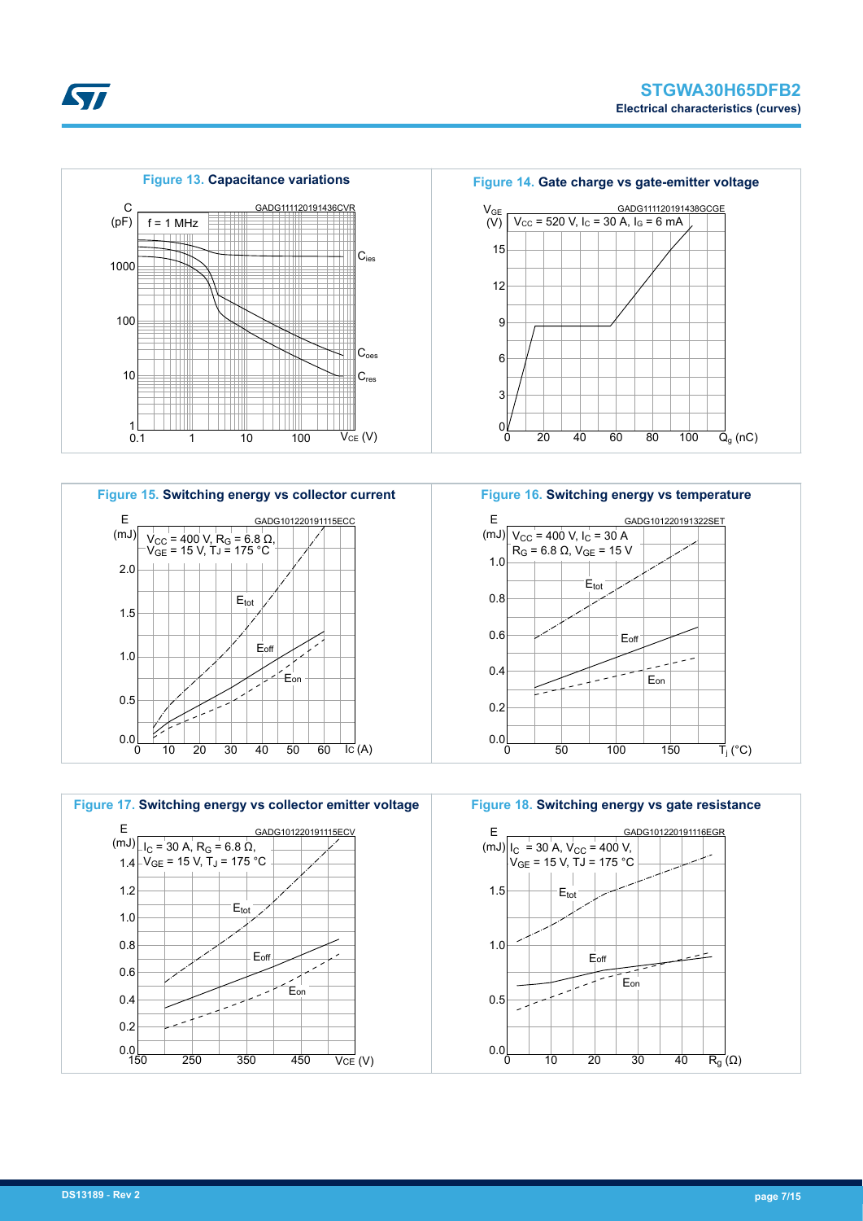**Figure 13.** **Capacitance variations**

**Figure 14.** **Gate charge vs gate-emitter voltage**

**Figure 15.** **Switching energy vs collector current**

**Figure 16.** **Switching energy vs temperature**

**Figure 17.** **Switching energy vs collector emitter voltage**

**Figure 18.** **Switching energy vs gate resistance**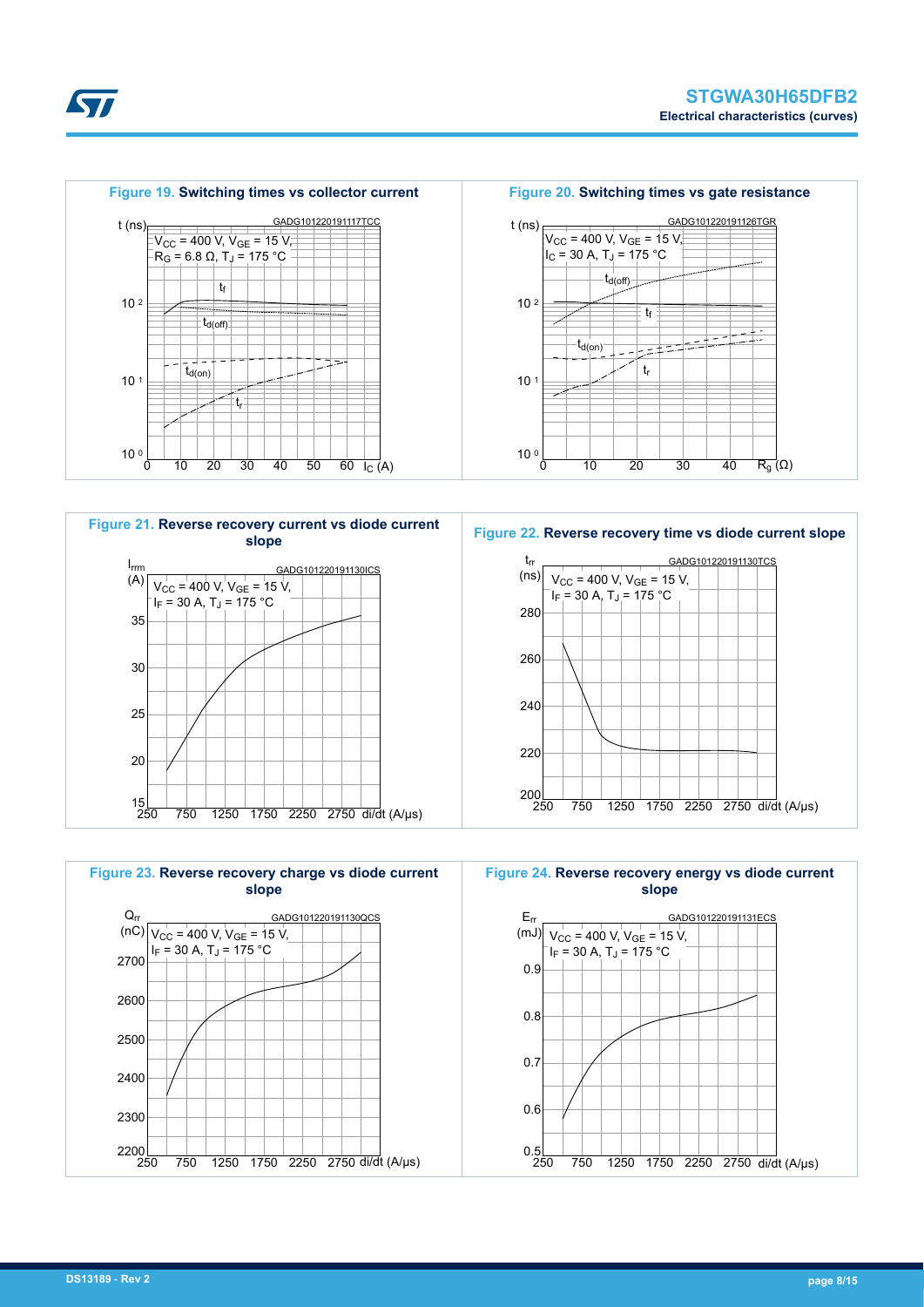Figure 19. Switching times vs collector current

Figure 20. Switching times vs gate resistance

Figure 21. Reverse recovery current vs diode current slope

Figure 22. Reverse recovery time vs diode current slope

Figure 23. Reverse recovery charge vs diode current slope

Figure 24. Reverse recovery energy vs diode current slope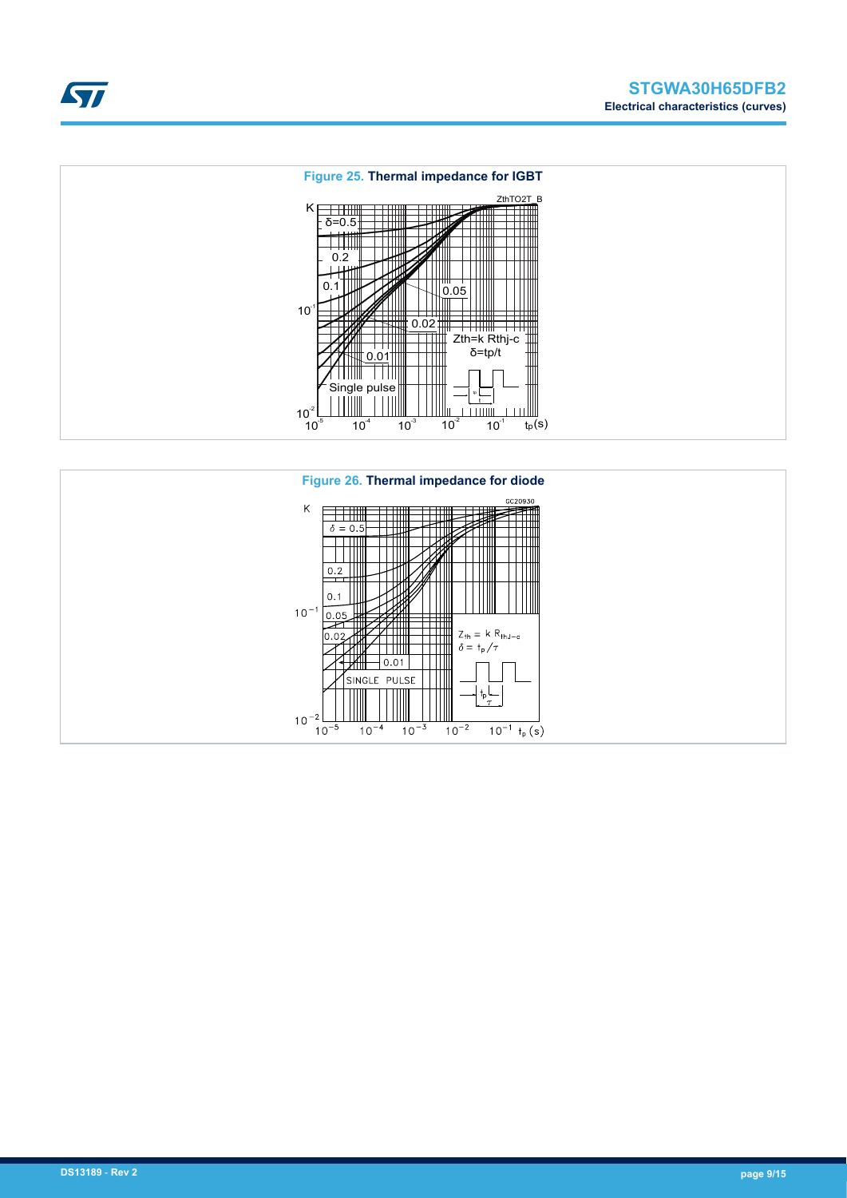**Figure 25.** **Thermal impedance for IGBT**

**Figure 26.** **Thermal impedance for diode**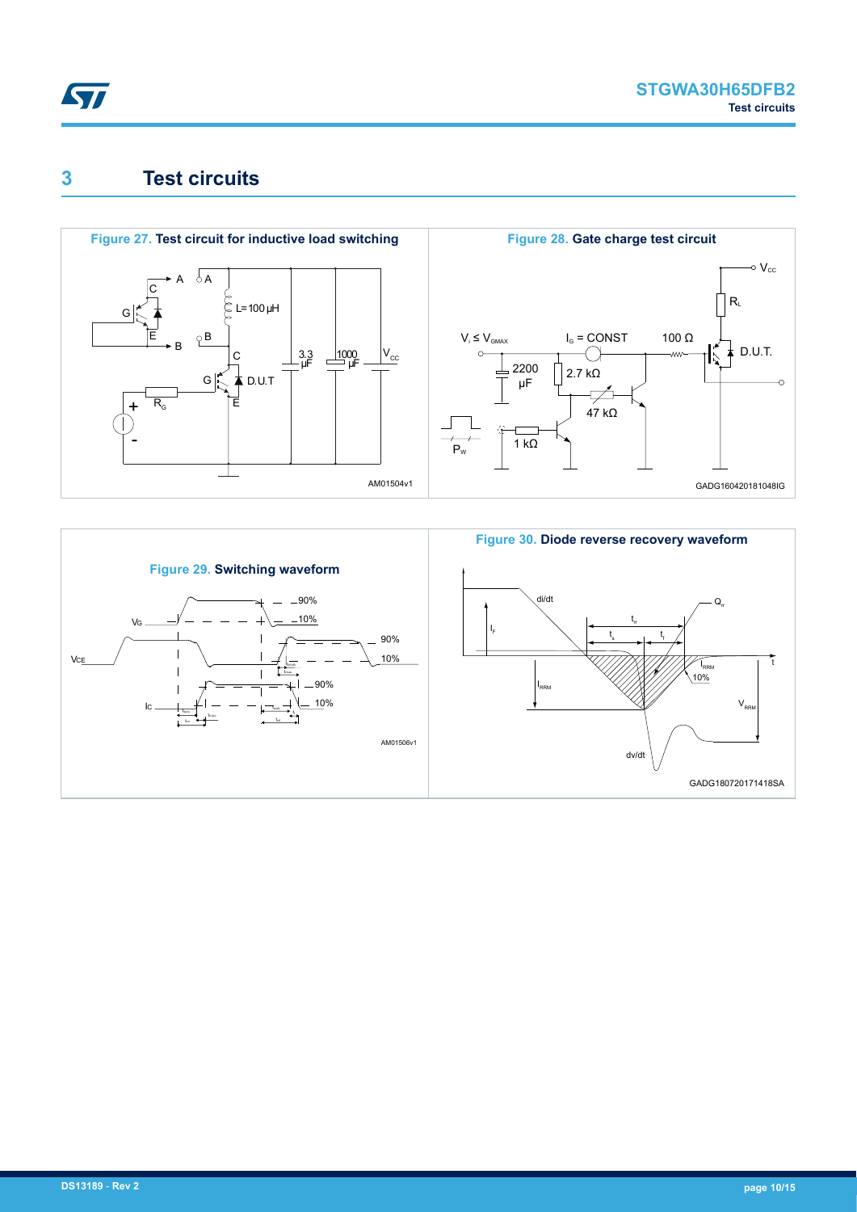# 3 Test circuits

**Figure 27. Test circuit for inductive load switching**

**Figure 28. Gate charge test circuit**

**Figure 29. Switching waveform**

**Figure 30. Diode reverse recovery waveform**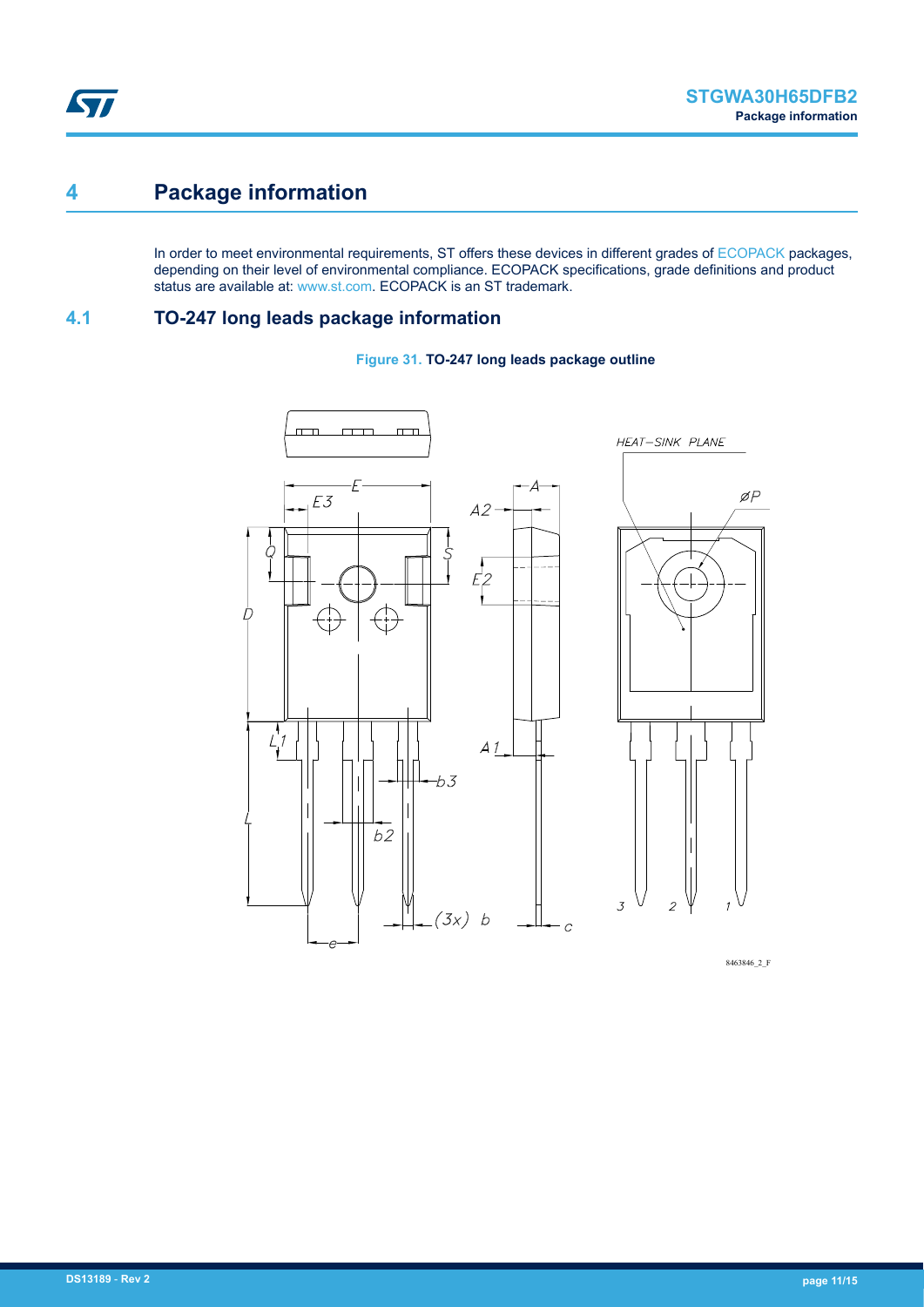# 4 Package information

In order to meet environmental requirements, ST offers these devices in different grades of ECOPACK packages, depending on their level of environmental compliance. ECOPACK specifications, grade definitions and product status are available at: www.st.com. ECOPACK is an ST trademark.

## 4.1 TO-247 long leads package information

**Figure 31. TO-247 long leads package outline**

8463846_2_F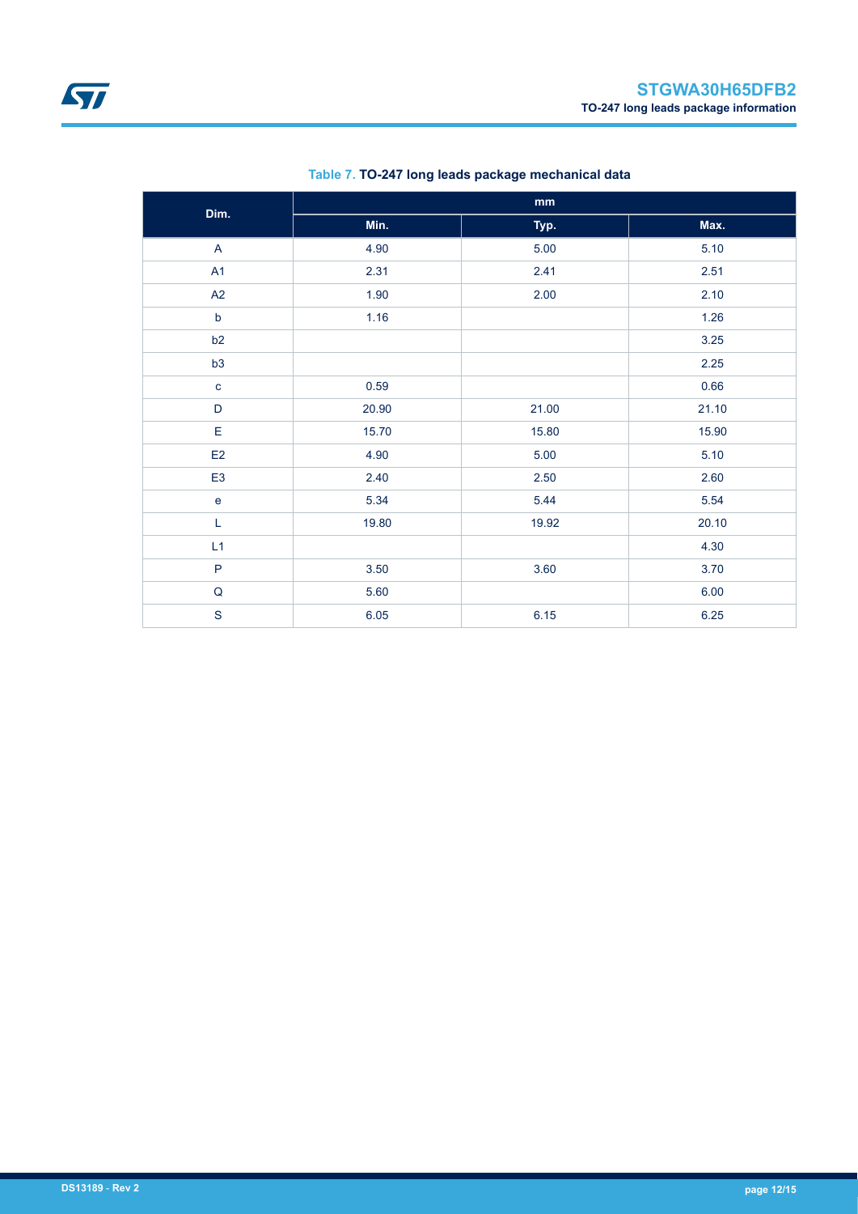**Table 7. TO-247 long leads package mechanical data**

| Dim. | mm | | |
|---|---|---|---|
| | Min. | Typ. | Max. |
| A | 4.90 | 5.00 | 5.10 |
| A1 | 2.31 | 2.41 | 2.51 |
| A2 | 1.90 | 2.00 | 2.10 |
| b | 1.16 | | 1.26 |
| b2 | | | 3.25 |
| b3 | | | 2.25 |
| c | 0.59 | | 0.66 |
| D | 20.90 | 21.00 | 21.10 |
| E | 15.70 | 15.80 | 15.90 |
| E2 | 4.90 | 5.00 | 5.10 |
| E3 | 2.40 | 2.50 | 2.60 |
| e | 5.34 | 5.44 | 5.54 |
| L | 19.80 | 19.92 | 20.10 |
| L1 | | | 4.30 |
| P | 3.50 | 3.60 | 3.70 |
| Q | 5.60 | | 6.00 |
| S | 6.05 | 6.15 | 6.25 |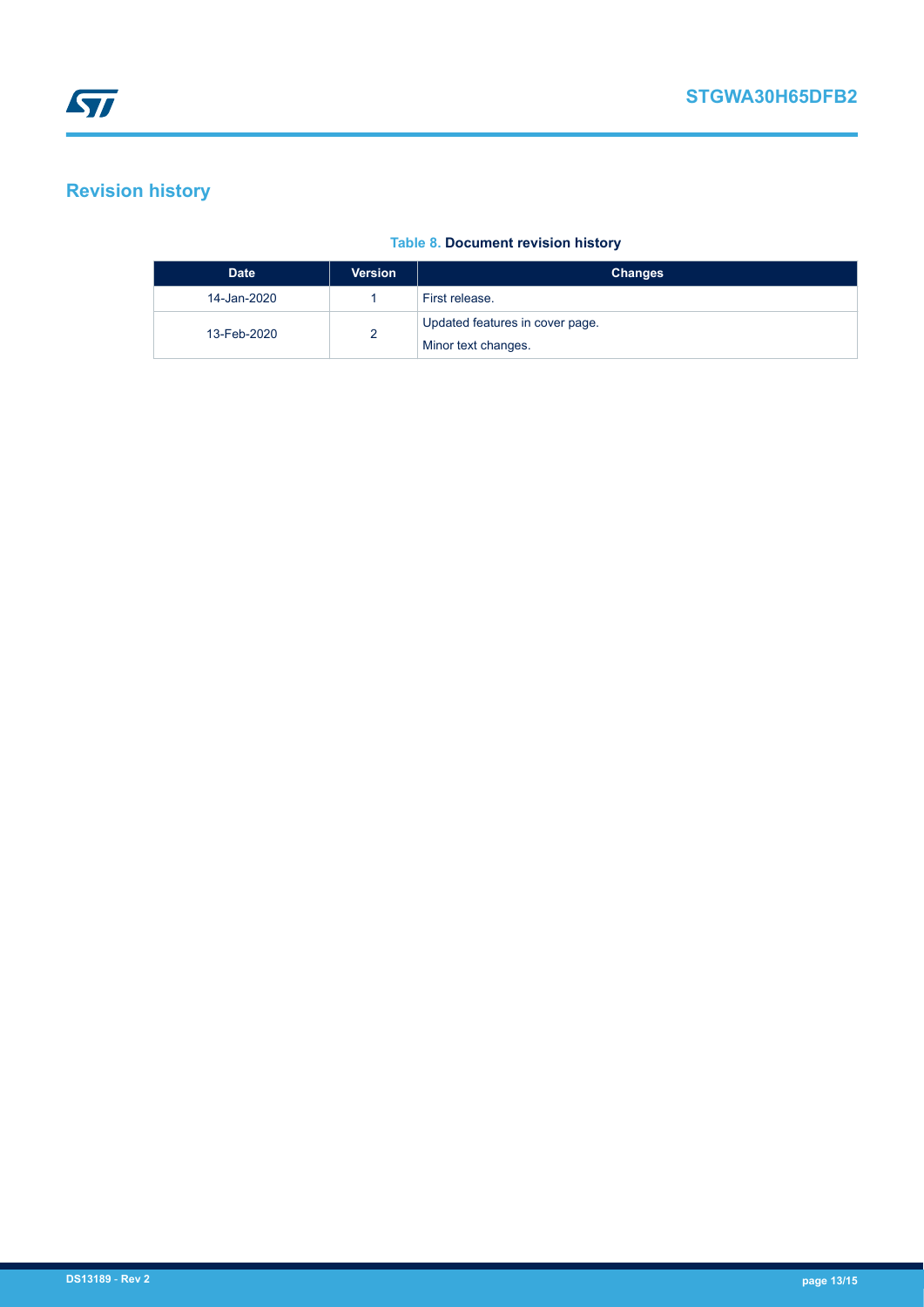# Revision history

**Table 8. Document revision history**

| Date | Version | Changes |
|---|---|---|
| 14-Jan-2020 | 1 | First release. |
| 13-Feb-2020 | 2 | Updated features in cover page.<br>Minor text changes. |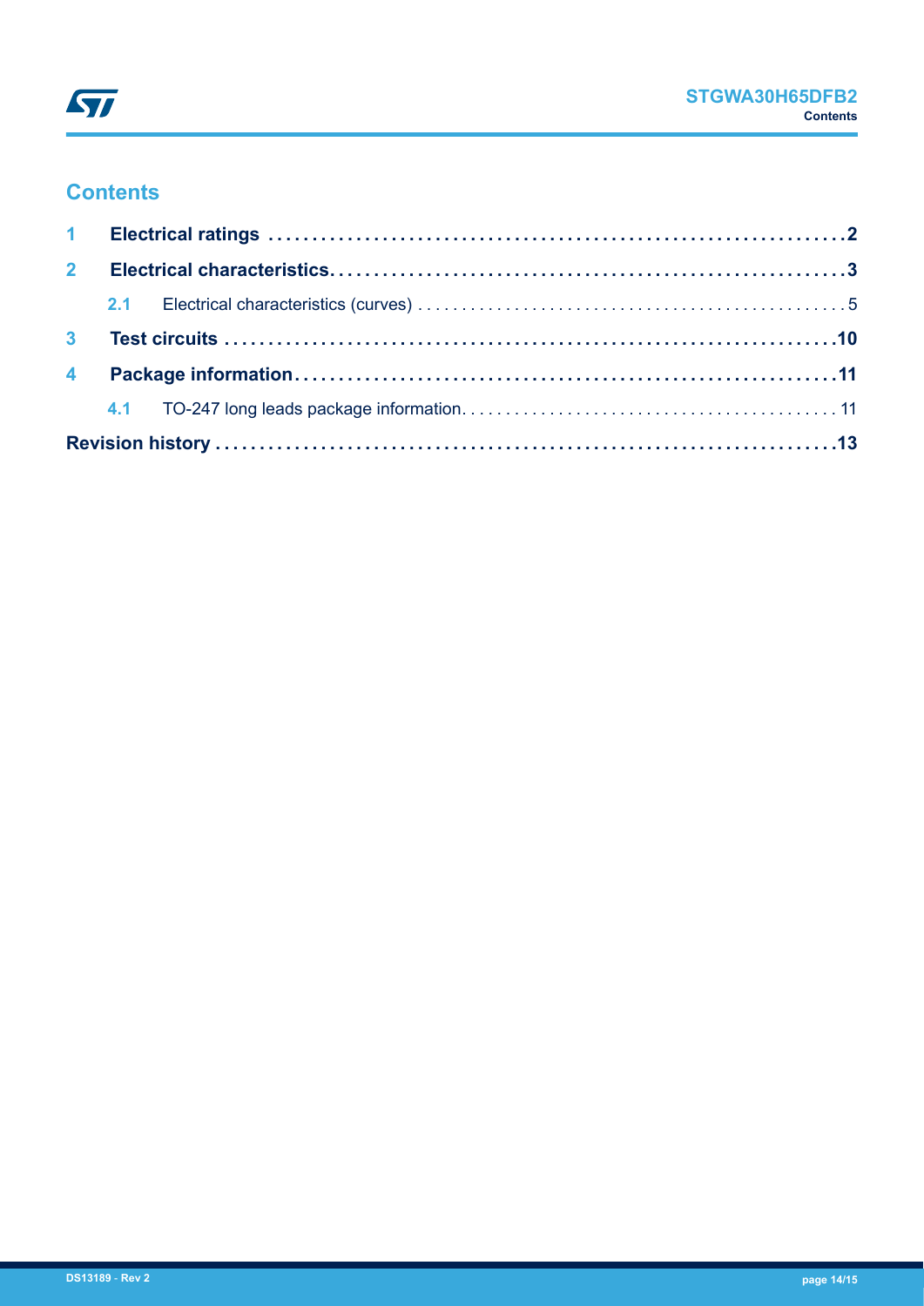## Contents

- **1 Electrical ratings** .......... 2
- **2 Electrical characteristics** .......... 3
  - 2.1 Electrical characteristics (curves) .......... 5
- **3 Test circuits** .......... 10
- **4 Package information** .......... 11
  - 4.1 TO-247 long leads package information .......... 11
- **Revision history** .......... 13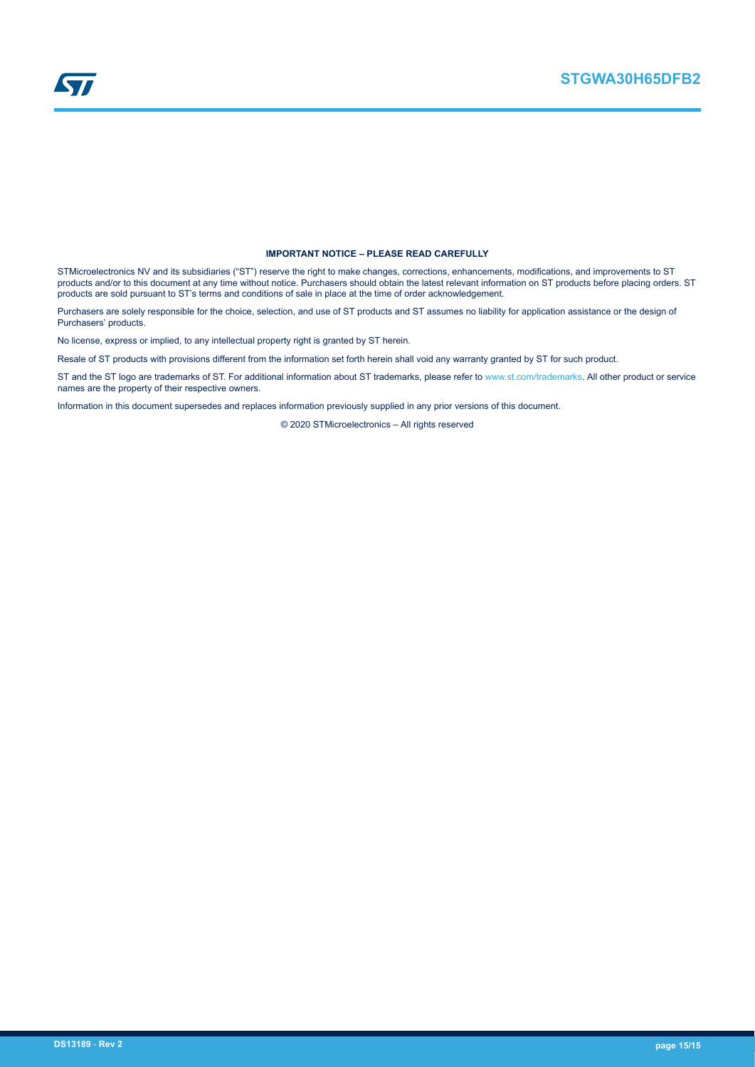**IMPORTANT NOTICE – PLEASE READ CAREFULLY**

STMicroelectronics NV and its subsidiaries ("ST") reserve the right to make changes, corrections, enhancements, modifications, and improvements to ST products and/or to this document at any time without notice. Purchasers should obtain the latest relevant information on ST products before placing orders. ST products are sold pursuant to ST's terms and conditions of sale in place at the time of order acknowledgement.

Purchasers are solely responsible for the choice, selection, and use of ST products and ST assumes no liability for application assistance or the design of Purchasers' products.

No license, express or implied, to any intellectual property right is granted by ST herein.

Resale of ST products with provisions different from the information set forth herein shall void any warranty granted by ST for such product.

ST and the ST logo are trademarks of ST. For additional information about ST trademarks, please refer to www.st.com/trademarks. All other product or service names are the property of their respective owners.

Information in this document supersedes and replaces information previously supplied in any prior versions of this document.

© 2020 STMicroelectronics – All rights reserved